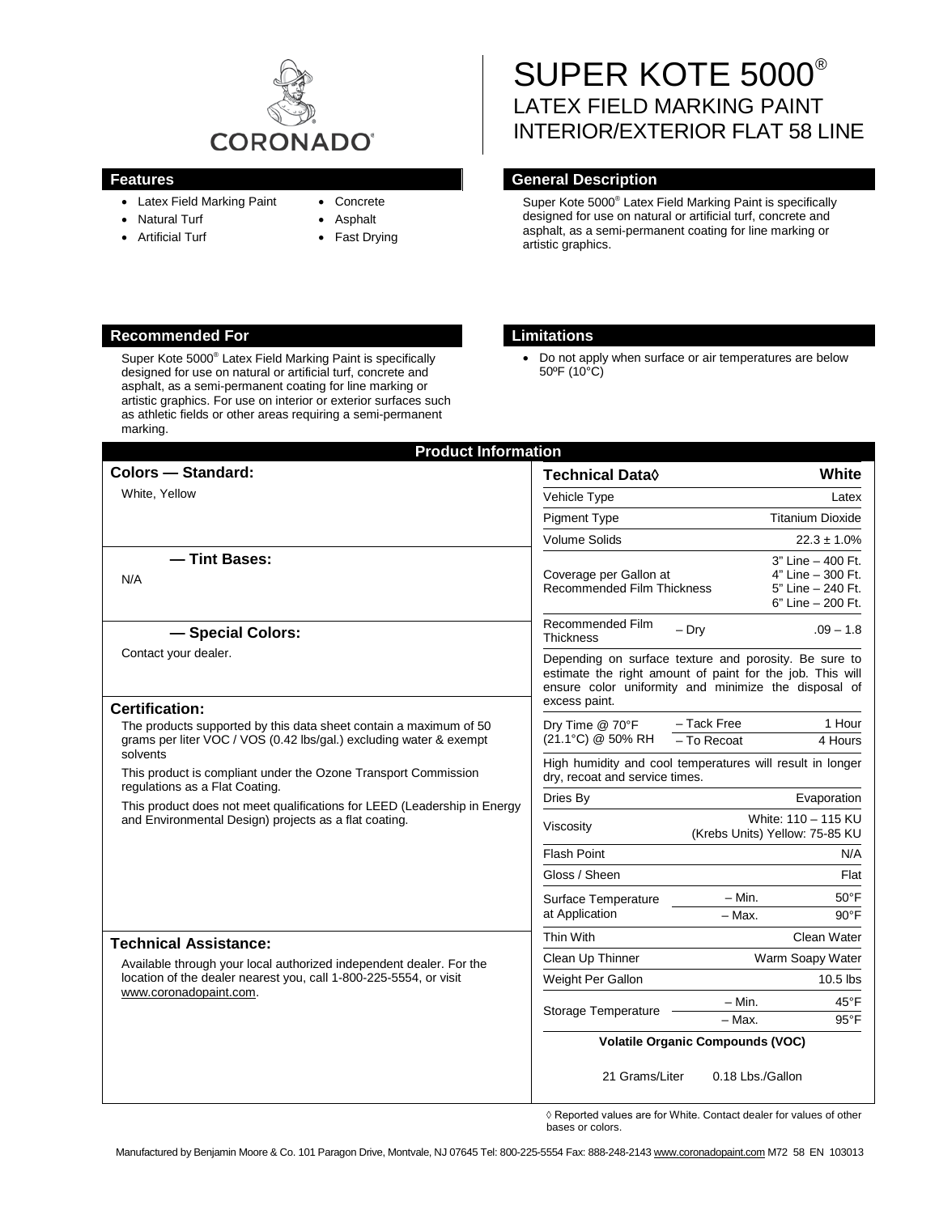CORONADO®

# SUPER KOTE 5000®

## LATEX FIELD MARKING PAINT
## INTERIOR/EXTERIOR FLAT 58 LINE

### Features

- Latex Field Marking Paint
- Natural Turf
- Artificial Turf
- Concrete
- Asphalt
- Fast Drying

### General Description

Super Kote 5000® Latex Field Marking Paint is specifically designed for use on natural or artificial turf, concrete and asphalt, as a semi-permanent coating for line marking or artistic graphics.

### Recommended For

Super Kote 5000® Latex Field Marking Paint is specifically designed for use on natural or artificial turf, concrete and asphalt, as a semi-permanent coating for line marking or artistic graphics. For use on interior or exterior surfaces such as athletic fields or other areas requiring a semi-permanent marking.

### Limitations

- Do not apply when surface or air temperatures are below 50ºF (10°C)

## Product Information

**Colors — Standard:**

White, Yellow

**— Tint Bases:**

N/A

**— Special Colors:**

Contact your dealer.

**Certification:**

The products supported by this data sheet contain a maximum of 50 grams per liter VOC / VOS (0.42 lbs/gal.) excluding water & exempt solvents

This product is compliant under the Ozone Transport Commission regulations as a Flat Coating.

This product does not meet qualifications for LEED (Leadership in Energy and Environmental Design) projects as a flat coating.

**Technical Assistance:**

Available through your local authorized independent dealer. For the location of the dealer nearest you, call 1-800-225-5554, or visit www.coronadopaint.com.

| Technical Data◊ | | White |
|---|---|---|
| Vehicle Type | | Latex |
| Pigment Type | | Titanium Dioxide |
| Volume Solids | | 22.3 ± 1.0% |
| Coverage per Gallon at Recommended Film Thickness | | 3" Line – 400 Ft.<br>4" Line – 300 Ft.<br>5" Line – 240 Ft.<br>6" Line – 200 Ft. |
| Recommended Film Thickness | – Dry | .09 – 1.8 |
| Depending on surface texture and porosity. Be sure to estimate the right amount of paint for the job. This will ensure color uniformity and minimize the disposal of excess paint. | | |
| Dry Time @ 70°F (21.1°C) @ 50% RH | – Tack Free | 1 Hour |
| | – To Recoat | 4 Hours |
| High humidity and cool temperatures will result in longer dry, recoat and service times. | | |
| Dries By | | Evaporation |
| Viscosity | | White: 110 – 115 KU<br>(Krebs Units) Yellow: 75-85 KU |
| Flash Point | | N/A |
| Gloss / Sheen | | Flat |
| Surface Temperature at Application | – Min. | 50°F |
| | – Max. | 90°F |
| Thin With | | Clean Water |
| Clean Up Thinner | | Warm Soapy Water |
| Weight Per Gallon | | 10.5 lbs |
| Storage Temperature | – Min. | 45°F |
| | – Max. | 95°F |
| Volatile Organic Compounds (VOC) | | |
| 21 Grams/Liter | | 0.18 Lbs./Gallon |

◊ Reported values are for White. Contact dealer for values of other bases or colors.

Manufactured by Benjamin Moore & Co. 101 Paragon Drive, Montvale, NJ 07645 Tel: 800-225-5554 Fax: 888-248-2143 www.coronadopaint.com M72 58 EN 103013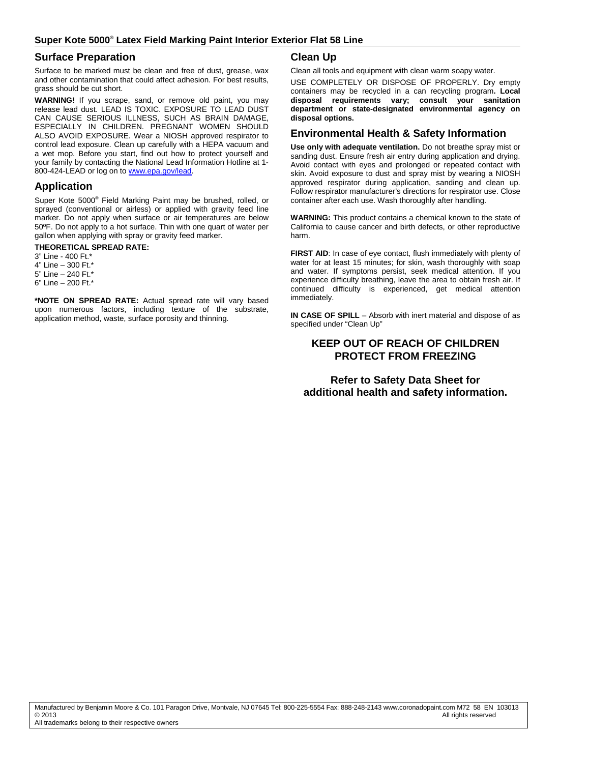## Surface Preparation

Surface to be marked must be clean and free of dust, grease, wax and other contamination that could affect adhesion. For best results, grass should be cut short.

**WARNING!** If you scrape, sand, or remove old paint, you may release lead dust. LEAD IS TOXIC. EXPOSURE TO LEAD DUST CAN CAUSE SERIOUS ILLNESS, SUCH AS BRAIN DAMAGE, ESPECIALLY IN CHILDREN. PREGNANT WOMEN SHOULD ALSO AVOID EXPOSURE. Wear a NIOSH approved respirator to control lead exposure. Clean up carefully with a HEPA vacuum and a wet mop. Before you start, find out how to protect yourself and your family by contacting the National Lead Information Hotline at 1-800-424-LEAD or log on to www.epa.gov/lead.

## Application

Super Kote 5000® Field Marking Paint may be brushed, rolled, or sprayed (conventional or airless) or applied with gravity feed line marker. Do not apply when surface or air temperatures are below 50ºF. Do not apply to a hot surface. Thin with one quart of water per gallon when applying with spray or gravity feed marker.

**THEORETICAL SPREAD RATE:**

3" Line - 400 Ft.*
4" Line – 300 Ft.*
5" Line – 240 Ft.*
6" Line – 200 Ft.*

***NOTE ON SPREAD RATE:** Actual spread rate will vary based upon numerous factors, including texture of the substrate, application method, waste, surface porosity and thinning.

## Clean Up

Clean all tools and equipment with clean warm soapy water.

USE COMPLETELY OR DISPOSE OF PROPERLY. Dry empty containers may be recycled in a can recycling program**. Local disposal requirements vary; consult your sanitation department or state-designated environmental agency on disposal options.**

## Environmental Health & Safety Information

**Use only with adequate ventilation.** Do not breathe spray mist or sanding dust. Ensure fresh air entry during application and drying. Avoid contact with eyes and prolonged or repeated contact with skin. Avoid exposure to dust and spray mist by wearing a NIOSH approved respirator during application, sanding and clean up. Follow respirator manufacturer's directions for respirator use. Close container after each use. Wash thoroughly after handling.

**WARNING:** This product contains a chemical known to the state of California to cause cancer and birth defects, or other reproductive harm.

**FIRST AID**: In case of eye contact, flush immediately with plenty of water for at least 15 minutes; for skin, wash thoroughly with soap and water. If symptoms persist, seek medical attention. If you experience difficulty breathing, leave the area to obtain fresh air. If continued difficulty is experienced, get medical attention immediately.

**IN CASE OF SPILL** – Absorb with inert material and dispose of as specified under "Clean Up"

**KEEP OUT OF REACH OF CHILDREN**
**PROTECT FROM FREEZING**

**Refer to Safety Data Sheet for additional health and safety information.**

Manufactured by Benjamin Moore & Co. 101 Paragon Drive, Montvale, NJ 07645 Tel: 800-225-5554 Fax: 888-248-2143 www.coronadopaint.com M72 58 EN 103013
© 2013 All rights reserved
All trademarks belong to their respective owners